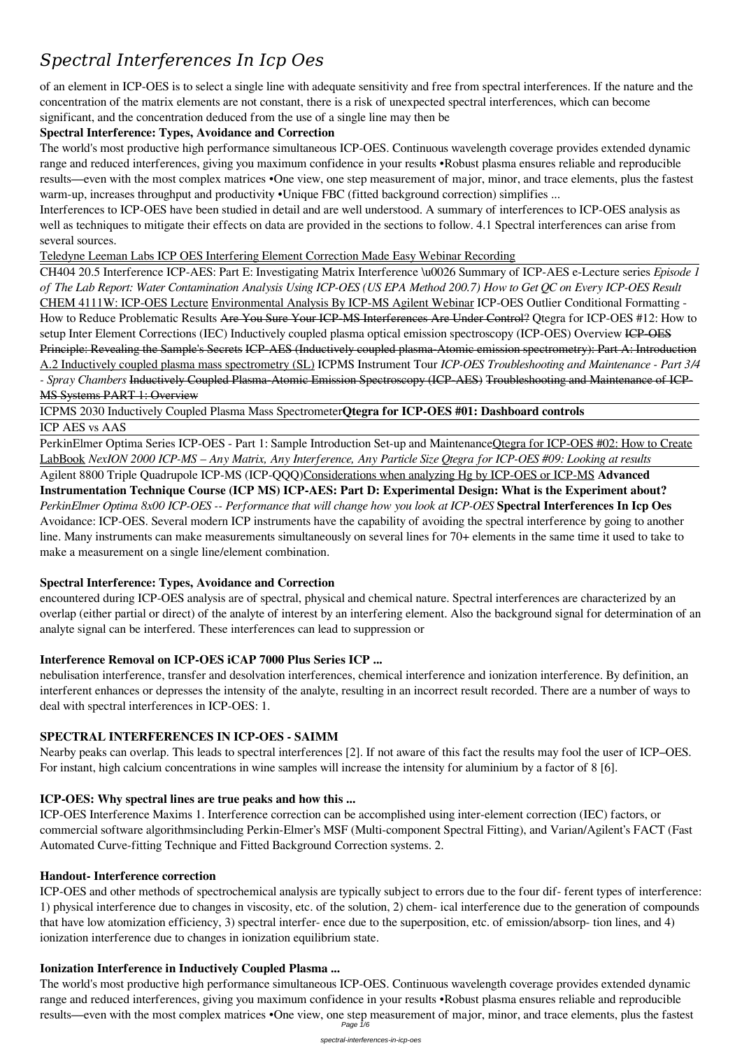# *Spectral Interferences In Icp Oes*

of an element in ICP-OES is to select a single line with adequate sensitivity and free from spectral interferences. If the nature and the concentration of the matrix elements are not constant, there is a risk of unexpected spectral interferences, which can become significant, and the concentration deduced from the use of a single line may then be

**Spectral Interference: Types, Avoidance and Correction**

The world's most productive high performance simultaneous ICP-OES. Continuous wavelength coverage provides extended dynamic range and reduced interferences, giving you maximum confidence in your results •Robust plasma ensures reliable and reproducible results—even with the most complex matrices •One view, one step measurement of major, minor, and trace elements, plus the fastest warm-up, increases throughput and productivity •Unique FBC (fitted background correction) simplifies ...

Interferences to ICP-OES have been studied in detail and are well understood. A summary of interferences to ICP-OES analysis as well as techniques to mitigate their effects on data are provided in the sections to follow. 4.1 Spectral interferences can arise from several sources.

Teledyne Leeman Labs ICP OES Interfering Element Correction Made Easy Webinar Recording

CH404 20.5 Interference ICP-AES: Part E: Investigating Matrix Interference \u0026 Summary of ICP-AES e-Lecture series *Episode 1 of The Lab Report: Water Contamination Analysis Using ICP-OES (US EPA Method 200.7) How to Get QC on Every ICP-OES Result* CHEM 4111W: ICP-OES Lecture Environmental Analysis By ICP-MS Agilent Webinar ICP-OES Outlier Conditional Formatting - How to Reduce Problematic Results ~~Are You Sure Your ICP-MS Interferences Are Under Control?~~ Qtegra for ICP-OES #12: How to setup Inter Element Corrections (IEC) Inductively coupled plasma optical emission spectroscopy (ICP-OES) Overview ~~ICP-OES Principle: Revealing the Sample's Secrets~~ ~~ICP-AES (Inductively coupled plasma-Atomic emission spectrometry): Part A: Introduction~~ A.2 Inductively coupled plasma mass spectrometry (SL) ICPMS Instrument Tour *ICP-OES Troubleshooting and Maintenance - Part 3/4 - Spray Chambers* ~~Inductively Coupled Plasma-Atomic Emission Spectroscopy (ICP-AES)~~ ~~Troubleshooting and Maintenance of ICP-MS Systems PART 1: Overview~~

ICPMS 2030 Inductively Coupled Plasma Mass Spectrometer**Qtegra for ICP-OES #01: Dashboard controls**

ICP AES vs AAS

PerkinElmer Optima Series ICP-OES - Part 1: Sample Introduction Set-up and MaintenanceQtegra for ICP-OES #02: How to Create LabBook *NexION 2000 ICP-MS – Any Matrix, Any Interference, Any Particle Size Qtegra for ICP-OES #09: Looking at results*

Agilent 8800 Triple Quadrupole ICP-MS (ICP-QQQ)Considerations when analyzing Hg by ICP-OES or ICP-MS **Advanced Instrumentation Technique Course (ICP MS) ICP-AES: Part D: Experimental Design: What is the Experiment about?** *PerkinElmer Optima 8x00 ICP-OES -- Performance that will change how you look at ICP-OES* **Spectral Interferences In Icp Oes**

Avoidance: ICP-OES. Several modern ICP instruments have the capability of avoiding the spectral interference by going to another line. Many instruments can make measurements simultaneously on several lines for 70+ elements in the same time it used to take to make a measurement on a single line/element combination.

**Spectral Interference: Types, Avoidance and Correction**

encountered during ICP-OES analysis are of spectral, physical and chemical nature. Spectral interferences are characterized by an overlap (either partial or direct) of the analyte of interest by an interfering element. Also the background signal for determination of an analyte signal can be interfered. These interferences can lead to suppression or

**Interference Removal on ICP-OES iCAP 7000 Plus Series ICP ...**

nebulisation interference, transfer and desolvation interferences, chemical interference and ionization interference. By definition, an interferent enhances or depresses the intensity of the analyte, resulting in an incorrect result recorded. There are a number of ways to deal with spectral interferences in ICP-OES: 1.

**SPECTRAL INTERFERENCES IN ICP-OES - SAIMM**

Nearby peaks can overlap. This leads to spectral interferences [2]. If not aware of this fact the results may fool the user of ICP–OES. For instant, high calcium concentrations in wine samples will increase the intensity for aluminium by a factor of 8 [6].

**ICP-OES: Why spectral lines are true peaks and how this ...**

ICP-OES Interference Maxims 1. Interference correction can be accomplished using inter-element correction (IEC) factors, or commercial software algorithmsincluding Perkin-Elmer's MSF (Multi-component Spectral Fitting), and Varian/Agilent's FACT (Fast Automated Curve-fitting Technique and Fitted Background Correction systems. 2.

**Handout- Interference correction**

ICP-OES and other methods of spectrochemical analysis are typically subject to errors due to the four dif- ferent types of interference: 1) physical interference due to changes in viscosity, etc. of the solution, 2) chem- ical interference due to the generation of compounds that have low atomization efficiency, 3) spectral interfer- ence due to the superposition, etc. of emission/absorp- tion lines, and 4) ionization interference due to changes in ionization equilibrium state.

**Ionization Interference in Inductively Coupled Plasma ...**

The world's most productive high performance simultaneous ICP-OES. Continuous wavelength coverage provides extended dynamic range and reduced interferences, giving you maximum confidence in your results •Robust plasma ensures reliable and reproducible results—even with the most complex matrices •One view, one step measurement of major, minor, and trace elements, plus the fastest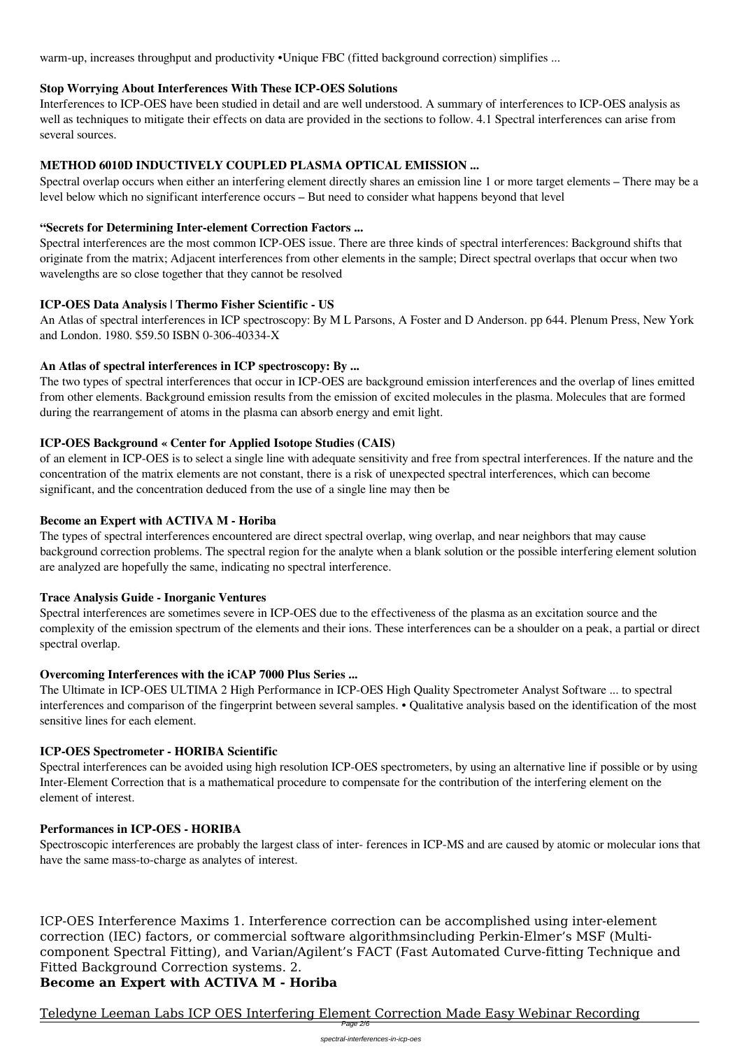warm-up, increases throughput and productivity •Unique FBC (fitted background correction) simplifies ...

### Stop Worrying About Interferences With These ICP-OES Solutions

Interferences to ICP-OES have been studied in detail and are well understood. A summary of interferences to ICP-OES analysis as well as techniques to mitigate their effects on data are provided in the sections to follow. 4.1 Spectral interferences can arise from several sources.

### METHOD 6010D INDUCTIVELY COUPLED PLASMA OPTICAL EMISSION ...

Spectral overlap occurs when either an interfering element directly shares an emission line 1 or more target elements – There may be a level below which no significant interference occurs – But need to consider what happens beyond that level

### "Secrets for Determining Inter-element Correction Factors ...

Spectral interferences are the most common ICP-OES issue. There are three kinds of spectral interferences: Background shifts that originate from the matrix; Adjacent interferences from other elements in the sample; Direct spectral overlaps that occur when two wavelengths are so close together that they cannot be resolved

### ICP-OES Data Analysis | Thermo Fisher Scientific - US

An Atlas of spectral interferences in ICP spectroscopy: By M L Parsons, A Foster and D Anderson. pp 644. Plenum Press, New York and London. 1980. $59.50 ISBN 0-306-40334-X

### An Atlas of spectral interferences in ICP spectroscopy: By ...

The two types of spectral interferences that occur in ICP-OES are background emission interferences and the overlap of lines emitted from other elements. Background emission results from the emission of excited molecules in the plasma. Molecules that are formed during the rearrangement of atoms in the plasma can absorb energy and emit light.

### ICP-OES Background « Center for Applied Isotope Studies (CAIS)

of an element in ICP-OES is to select a single line with adequate sensitivity and free from spectral interferences. If the nature and the concentration of the matrix elements are not constant, there is a risk of unexpected spectral interferences, which can become significant, and the concentration deduced from the use of a single line may then be

### Become an Expert with ACTIVA M - Horiba

The types of spectral interferences encountered are direct spectral overlap, wing overlap, and near neighbors that may cause background correction problems. The spectral region for the analyte when a blank solution or the possible interfering element solution are analyzed are hopefully the same, indicating no spectral interference.

### Trace Analysis Guide - Inorganic Ventures

Spectral interferences are sometimes severe in ICP-OES due to the effectiveness of the plasma as an excitation source and the complexity of the emission spectrum of the elements and their ions. These interferences can be a shoulder on a peak, a partial or direct spectral overlap.

### Overcoming Interferences with the iCAP 7000 Plus Series ...

The Ultimate in ICP-OES ULTIMA 2 High Performance in ICP-OES High Quality Spectrometer Analyst Software ... to spectral interferences and comparison of the fingerprint between several samples. • Qualitative analysis based on the identification of the most sensitive lines for each element.

### ICP-OES Spectrometer - HORIBA Scientific

Spectral interferences can be avoided using high resolution ICP-OES spectrometers, by using an alternative line if possible or by using Inter-Element Correction that is a mathematical procedure to compensate for the contribution of the interfering element on the element of interest.

### Performances in ICP-OES - HORIBA

Spectroscopic interferences are probably the largest class of inter- ferences in ICP-MS and are caused by atomic or molecular ions that have the same mass-to-charge as analytes of interest.

ICP-OES Interference Maxims 1. Interference correction can be accomplished using inter-element correction (IEC) factors, or commercial software algorithmsincluding Perkin-Elmer's MSF (Multi-component Spectral Fitting), and Varian/Agilent's FACT (Fast Automated Curve-fitting Technique and Fitted Background Correction systems. 2.

**Become an Expert with ACTIVA M - Horiba**

Teledyne Leeman Labs ICP OES Interfering Element Correction Made Easy Webinar Recording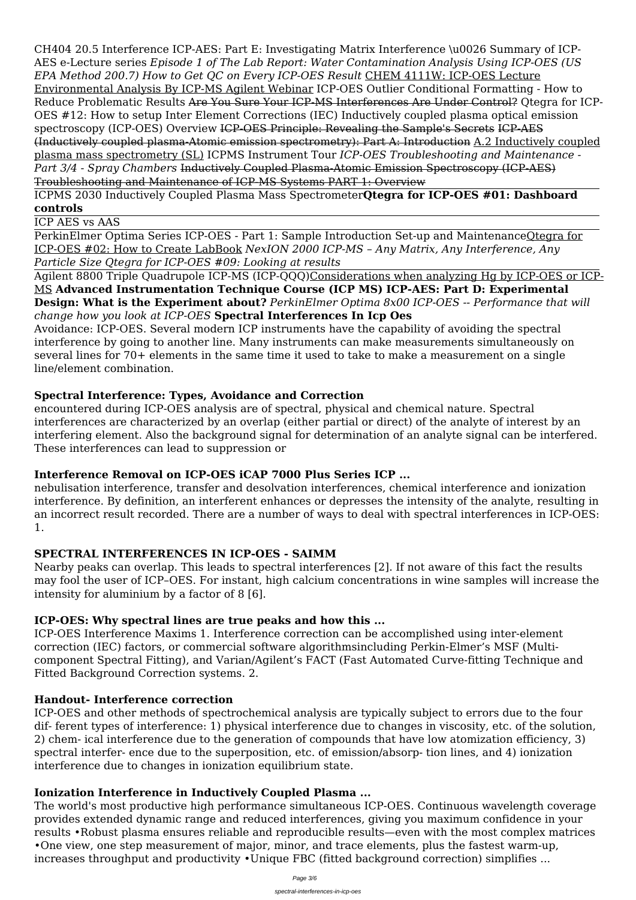CH404 20.5 Interference ICP-AES: Part E: Investigating Matrix Interference \u0026 Summary of ICP-AES e-Lecture series *Episode 1 of The Lab Report: Water Contamination Analysis Using ICP-OES (US EPA Method 200.7) How to Get QC on Every ICP-OES Result* CHEM 4111W: ICP-OES Lecture Environmental Analysis By ICP-MS Agilent Webinar ICP-OES Outlier Conditional Formatting - How to Reduce Problematic Results ~~Are You Sure Your ICP-MS Interferences Are Under Control?~~ Qtegra for ICP-OES #12: How to setup Inter Element Corrections (IEC) Inductively coupled plasma optical emission spectroscopy (ICP-OES) Overview ~~ICP-OES Principle: Revealing the Sample's Secrets~~ ~~ICP-AES (Inductively coupled plasma-Atomic emission spectrometry): Part A: Introduction~~ A.2 Inductively coupled plasma mass spectrometry (SL) ICPMS Instrument Tour *ICP-OES Troubleshooting and Maintenance - Part 3/4 - Spray Chambers* ~~Inductively Coupled Plasma-Atomic Emission Spectroscopy (ICP-AES) Troubleshooting and Maintenance of ICP-MS Systems PART 1: Overview~~

ICPMS 2030 Inductively Coupled Plasma Mass Spectrometer**Qtegra for ICP-OES #01: Dashboard controls**

ICP AES vs AAS

PerkinElmer Optima Series ICP-OES - Part 1: Sample Introduction Set-up and MaintenanceQtegra for ICP-OES #02: How to Create LabBook *NexION 2000 ICP-MS – Any Matrix, Any Interference, Any Particle Size Qtegra for ICP-OES #09: Looking at results*

Agilent 8800 Triple Quadrupole ICP-MS (ICP-QQQ)Considerations when analyzing Hg by ICP-OES or ICP-MS **Advanced Instrumentation Technique Course (ICP MS) ICP-AES: Part D: Experimental Design: What is the Experiment about?** *PerkinElmer Optima 8x00 ICP-OES -- Performance that will change how you look at ICP-OES* **Spectral Interferences In Icp Oes**

Avoidance: ICP-OES. Several modern ICP instruments have the capability of avoiding the spectral interference by going to another line. Many instruments can make measurements simultaneously on several lines for 70+ elements in the same time it used to take to make a measurement on a single line/element combination.

### Spectral Interference: Types, Avoidance and Correction

encountered during ICP-OES analysis are of spectral, physical and chemical nature. Spectral interferences are characterized by an overlap (either partial or direct) of the analyte of interest by an interfering element. Also the background signal for determination of an analyte signal can be interfered. These interferences can lead to suppression or

### Interference Removal on ICP-OES iCAP 7000 Plus Series ICP ...

nebulisation interference, transfer and desolvation interferences, chemical interference and ionization interference. By definition, an interferent enhances or depresses the intensity of the analyte, resulting in an incorrect result recorded. There are a number of ways to deal with spectral interferences in ICP-OES: 1.

### SPECTRAL INTERFERENCES IN ICP-OES - SAIMM

Nearby peaks can overlap. This leads to spectral interferences [2]. If not aware of this fact the results may fool the user of ICP–OES. For instant, high calcium concentrations in wine samples will increase the intensity for aluminium by a factor of 8 [6].

### ICP-OES: Why spectral lines are true peaks and how this ...

ICP-OES Interference Maxims 1. Interference correction can be accomplished using inter-element correction (IEC) factors, or commercial software algorithmsincluding Perkin-Elmer's MSF (Multi-component Spectral Fitting), and Varian/Agilent's FACT (Fast Automated Curve-fitting Technique and Fitted Background Correction systems. 2.

### Handout- Interference correction

ICP-OES and other methods of spectrochemical analysis are typically subject to errors due to the four dif- ferent types of interference: 1) physical interference due to changes in viscosity, etc. of the solution, 2) chem- ical interference due to the generation of compounds that have low atomization efficiency, 3) spectral interfer- ence due to the superposition, etc. of emission/absorp- tion lines, and 4) ionization interference due to changes in ionization equilibrium state.

### Ionization Interference in Inductively Coupled Plasma ...

The world's most productive high performance simultaneous ICP-OES. Continuous wavelength coverage provides extended dynamic range and reduced interferences, giving you maximum confidence in your results •Robust plasma ensures reliable and reproducible results—even with the most complex matrices •One view, one step measurement of major, minor, and trace elements, plus the fastest warm-up, increases throughput and productivity •Unique FBC (fitted background correction) simplifies ...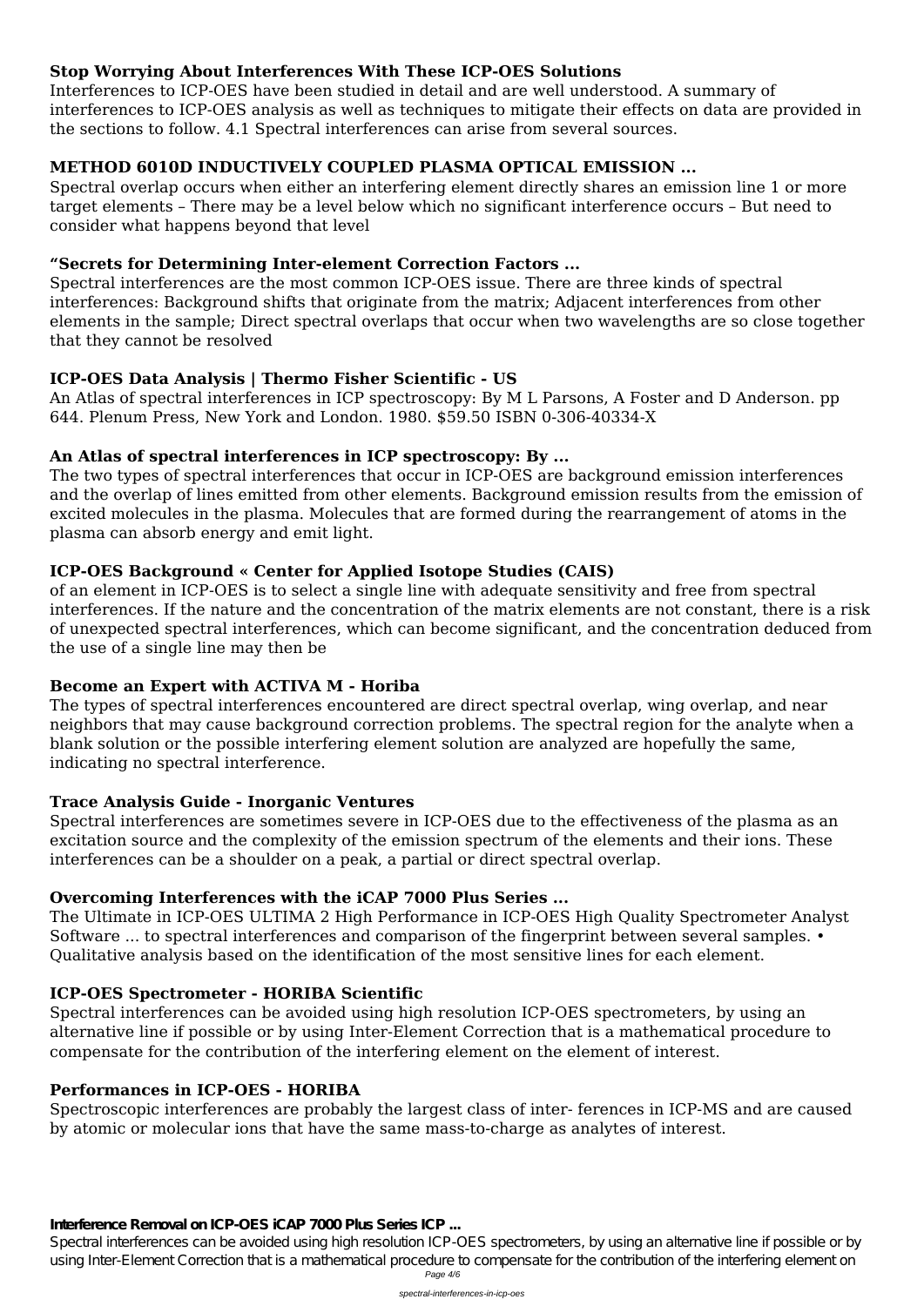### Stop Worrying About Interferences With These ICP-OES Solutions

Interferences to ICP-OES have been studied in detail and are well understood. A summary of interferences to ICP-OES analysis as well as techniques to mitigate their effects on data are provided in the sections to follow. 4.1 Spectral interferences can arise from several sources.

### METHOD 6010D INDUCTIVELY COUPLED PLASMA OPTICAL EMISSION ...

Spectral overlap occurs when either an interfering element directly shares an emission line 1 or more target elements – There may be a level below which no significant interference occurs – But need to consider what happens beyond that level

### “Secrets for Determining Inter-element Correction Factors ...

Spectral interferences are the most common ICP-OES issue. There are three kinds of spectral interferences: Background shifts that originate from the matrix; Adjacent interferences from other elements in the sample; Direct spectral overlaps that occur when two wavelengths are so close together that they cannot be resolved

### ICP-OES Data Analysis | Thermo Fisher Scientific - US

An Atlas of spectral interferences in ICP spectroscopy: By M L Parsons, A Foster and D Anderson. pp 644. Plenum Press, New York and London. 1980. $59.50 ISBN 0-306-40334-X

### An Atlas of spectral interferences in ICP spectroscopy: By ...

The two types of spectral interferences that occur in ICP-OES are background emission interferences and the overlap of lines emitted from other elements. Background emission results from the emission of excited molecules in the plasma. Molecules that are formed during the rearrangement of atoms in the plasma can absorb energy and emit light.

### ICP-OES Background « Center for Applied Isotope Studies (CAIS)

of an element in ICP-OES is to select a single line with adequate sensitivity and free from spectral interferences. If the nature and the concentration of the matrix elements are not constant, there is a risk of unexpected spectral interferences, which can become significant, and the concentration deduced from the use of a single line may then be

### Become an Expert with ACTIVA M - Horiba

The types of spectral interferences encountered are direct spectral overlap, wing overlap, and near neighbors that may cause background correction problems. The spectral region for the analyte when a blank solution or the possible interfering element solution are analyzed are hopefully the same, indicating no spectral interference.

### Trace Analysis Guide - Inorganic Ventures

Spectral interferences are sometimes severe in ICP-OES due to the effectiveness of the plasma as an excitation source and the complexity of the emission spectrum of the elements and their ions. These interferences can be a shoulder on a peak, a partial or direct spectral overlap.

### Overcoming Interferences with the iCAP 7000 Plus Series ...

The Ultimate in ICP-OES ULTIMA 2 High Performance in ICP-OES High Quality Spectrometer Analyst Software ... to spectral interferences and comparison of the fingerprint between several samples. • Qualitative analysis based on the identification of the most sensitive lines for each element.

### ICP-OES Spectrometer - HORIBA Scientific

Spectral interferences can be avoided using high resolution ICP-OES spectrometers, by using an alternative line if possible or by using Inter-Element Correction that is a mathematical procedure to compensate for the contribution of the interfering element on the element of interest.

### Performances in ICP-OES - HORIBA

Spectroscopic interferences are probably the largest class of inter- ferences in ICP-MS and are caused by atomic or molecular ions that have the same mass-to-charge as analytes of interest.

**Interference Removal on ICP-OES iCAP 7000 Plus Series ICP ...**

Spectral interferences can be avoided using high resolution ICP-OES spectrometers, by using an alternative line if possible or by using Inter-Element Correction that is a mathematical procedure to compensate for the contribution of the interfering element on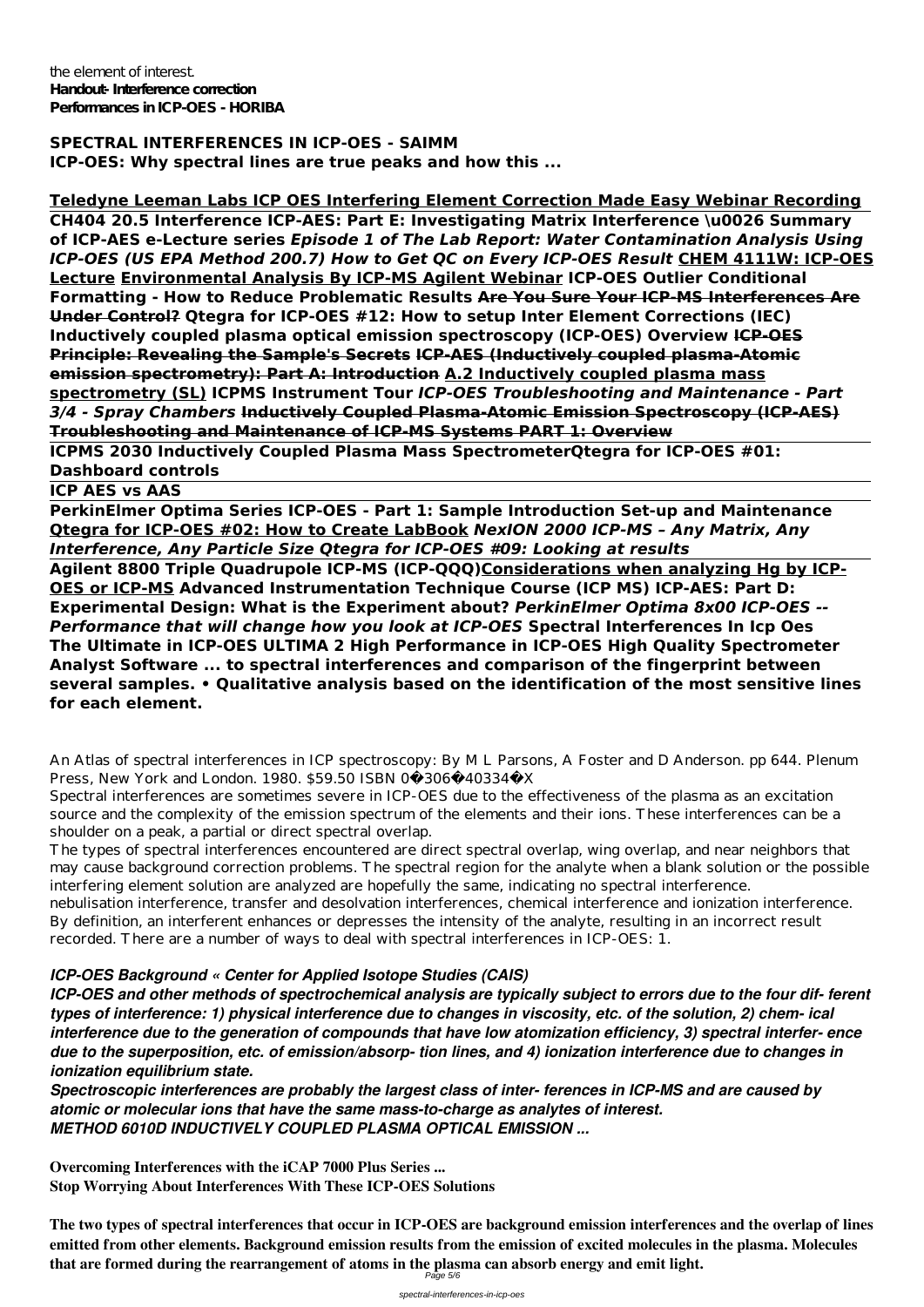the element of interest.
**Handout- Interference correction**
**Performances in ICP-OES - HORIBA**

**SPECTRAL INTERFERENCES IN ICP-OES - SAIMM**
**ICP-OES: Why spectral lines are true peaks and how this ...**

**Teledyne Leeman Labs ICP OES Interfering Element Correction Made Easy Webinar Recording**
**CH404 20.5 Interference ICP-AES: Part E: Investigating Matrix Interference \u0026 Summary of ICP-AES e-Lecture series** ***Episode 1 of The Lab Report: Water Contamination Analysis Using ICP-OES (US EPA Method 200.7) How to Get QC on Every ICP-OES Result*** **CHEM 4111W: ICP-OES Lecture** **Environmental Analysis By ICP-MS Agilent Webinar** **ICP-OES Outlier Conditional Formatting - How to Reduce Problematic Results** **~~Are You Sure Your ICP-MS Interferences Are Under Control?~~** **Qtegra for ICP-OES #12: How to setup Inter Element Corrections (IEC)** **Inductively coupled plasma optical emission spectroscopy (ICP-OES) Overview** **~~ICP-OES Principle: Revealing the Sample's Secrets~~** **~~ICP-AES (Inductively coupled plasma-Atomic emission spectrometry): Part A: Introduction~~** **A.2 Inductively coupled plasma mass spectrometry (SL)** **ICPMS Instrument Tour** ***ICP-OES Troubleshooting and Maintenance - Part 3/4 - Spray Chambers*** **~~Inductively Coupled Plasma-Atomic Emission Spectroscopy (ICP-AES)~~** **~~Troubleshooting and Maintenance of ICP-MS Systems PART 1: Overview~~**
**ICPMS 2030 Inductively Coupled Plasma Mass SpectrometerQtegra for ICP-OES #01: Dashboard controls**
**ICP AES vs AAS**
**PerkinElmer Optima Series ICP-OES - Part 1: Sample Introduction Set-up and Maintenance** **Qtegra for ICP-OES #02: How to Create LabBook** ***NexION 2000 ICP-MS – Any Matrix, Any Interference, Any Particle Size Qtegra for ICP-OES #09: Looking at results***
**Agilent 8800 Triple Quadrupole ICP-MS (ICP-QQQ)Considerations when analyzing Hg by ICP-OES or ICP-MS** **Advanced Instrumentation Technique Course (ICP MS) ICP-AES: Part D: Experimental Design: What is the Experiment about?** ***PerkinElmer Optima 8x00 ICP-OES -- Performance that will change how you look at ICP-OES*** **Spectral Interferences In Icp Oes**
**The Ultimate in ICP-OES ULTIMA 2 High Performance in ICP-OES High Quality Spectrometer Analyst Software ... to spectral interferences and comparison of the fingerprint between several samples. • Qualitative analysis based on the identification of the most sensitive lines for each element.**

An Atlas of spectral interferences in ICP spectroscopy: By M L Parsons, A Foster and D Anderson. pp 644. Plenum Press, New York and London. 1980. $59.50 ISBN 0�306�40334�X
Spectral interferences are sometimes severe in ICP-OES due to the effectiveness of the plasma as an excitation source and the complexity of the emission spectrum of the elements and their ions. These interferences can be a shoulder on a peak, a partial or direct spectral overlap.
The types of spectral interferences encountered are direct spectral overlap, wing overlap, and near neighbors that may cause background correction problems. The spectral region for the analyte when a blank solution or the possible interfering element solution are analyzed are hopefully the same, indicating no spectral interference.
nebulisation interference, transfer and desolvation interferences, chemical interference and ionization interference. By definition, an interferent enhances or depresses the intensity of the analyte, resulting in an incorrect result recorded. There are a number of ways to deal with spectral interferences in ICP-OES: 1.

***ICP-OES Background « Center for Applied Isotope Studies (CAIS)***
***ICP-OES and other methods of spectrochemical analysis are typically subject to errors due to the four dif- ferent types of interference: 1) physical interference due to changes in viscosity, etc. of the solution, 2) chem- ical interference due to the generation of compounds that have low atomization efficiency, 3) spectral interfer- ence due to the superposition, etc. of emission/absorp- tion lines, and 4) ionization interference due to changes in ionization equilibrium state.***
***Spectroscopic interferences are probably the largest class of inter- ferences in ICP-MS and are caused by atomic or molecular ions that have the same mass-to-charge as analytes of interest.***
***METHOD 6010D INDUCTIVELY COUPLED PLASMA OPTICAL EMISSION ...***

**Overcoming Interferences with the iCAP 7000 Plus Series ...**
**Stop Worrying About Interferences With These ICP-OES Solutions**

**The two types of spectral interferences that occur in ICP-OES are background emission interferences and the overlap of lines emitted from other elements. Background emission results from the emission of excited molecules in the plasma. Molecules that are formed during the rearrangement of atoms in the plasma can absorb energy and emit light.**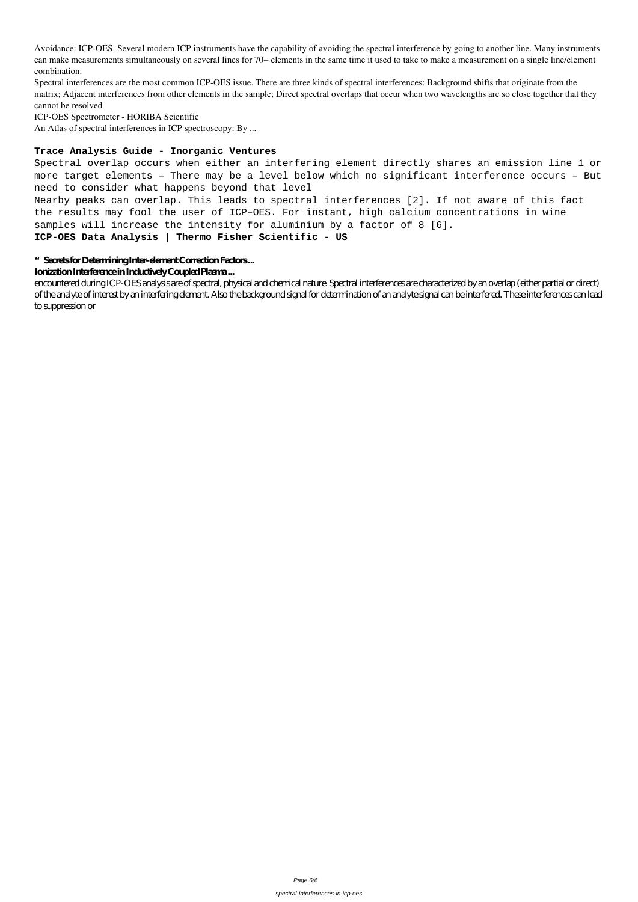Avoidance: ICP-OES. Several modern ICP instruments have the capability of avoiding the spectral interference by going to another line. Many instruments can make measurements simultaneously on several lines for 70+ elements in the same time it used to take to make a measurement on a single line/element combination.

Spectral interferences are the most common ICP-OES issue. There are three kinds of spectral interferences: Background shifts that originate from the matrix; Adjacent interferences from other elements in the sample; Direct spectral overlaps that occur when two wavelengths are so close together that they cannot be resolved

ICP-OES Spectrometer - HORIBA Scientific

An Atlas of spectral interferences in ICP spectroscopy: By ...

**Trace Analysis Guide - Inorganic Ventures**

Spectral overlap occurs when either an interfering element directly shares an emission line 1 or more target elements – There may be a level below which no significant interference occurs – But need to consider what happens beyond that level

Nearby peaks can overlap. This leads to spectral interferences [2]. If not aware of this fact the results may fool the user of ICP–OES. For instant, high calcium concentrations in wine samples will increase the intensity for aluminium by a factor of 8 [6].

**ICP-OES Data Analysis | Thermo Fisher Scientific - US**

**" Secrets for Determining Inter-element Correction Factors ...**

**Ionization Interference in Inductively Coupled Plasma ...**

encountered during ICP-OES analysis are of spectral, physical and chemical nature. Spectral interferences are characterized by an overlap (either partial or direct) of the analyte of interest by an interfering element. Also the background signal for determination of an analyte signal can be interfered. These interferences can lead to suppression or